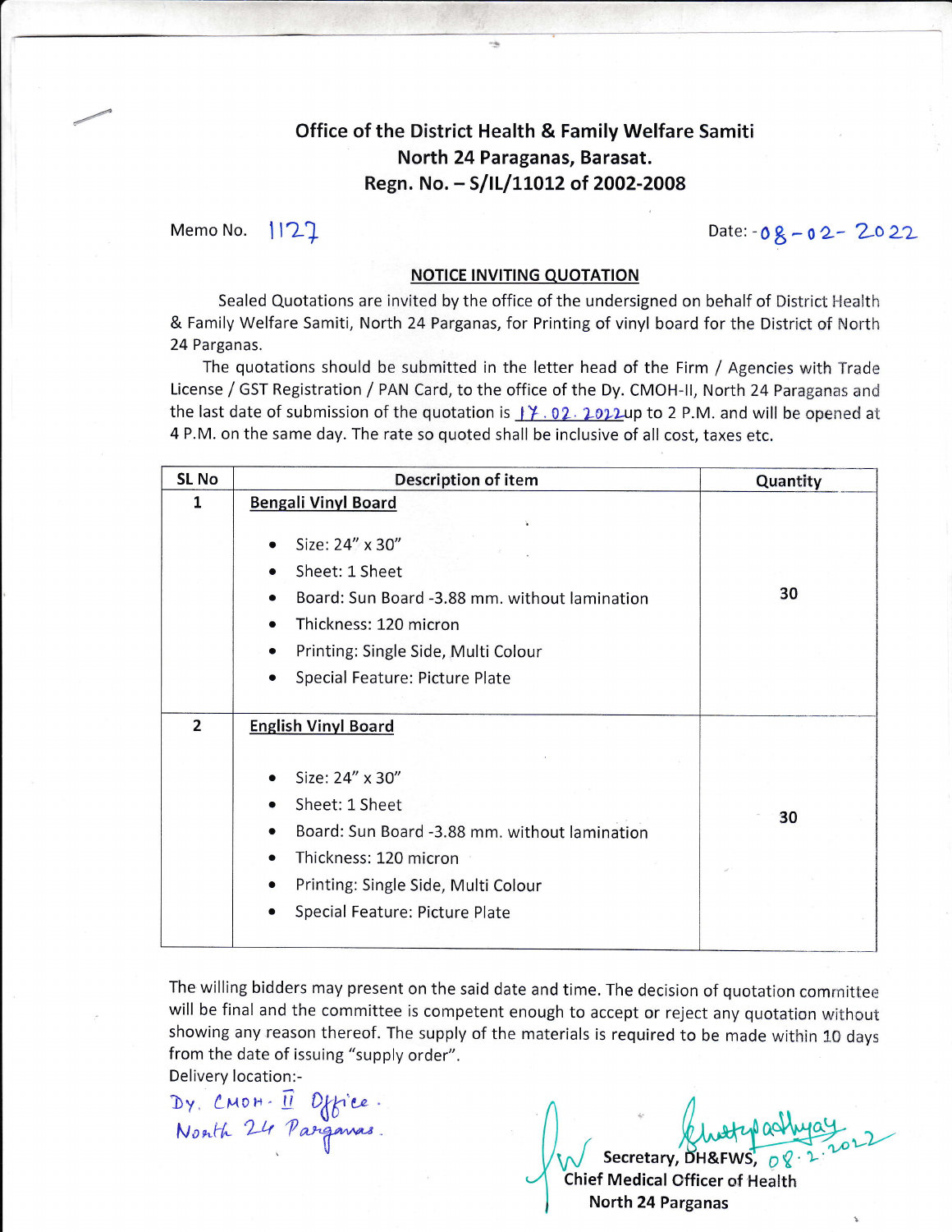# Office of the District Health & Family Welfare Samiti
## North 24 Paraganas, Barasat.
## Regn. No. – S/IL/11012 of 2002-2008

Memo No. 1127 Date:- 08-02-2022

**NOTICE INVITING QUOTATION**

Sealed Quotations are invited by the office of the undersigned on behalf of District Health & Family Welfare Samiti, North 24 Parganas, for Printing of vinyl board for the District of North 24 Parganas.

The quotations should be submitted in the letter head of the Firm / Agencies with Trade License / GST Registration / PAN Card, to the office of the Dy. CMOH-II, North 24 Paraganas and the last date of submission of the quotation is 17.02.2022 up to 2 P.M. and will be opened at 4 P.M. on the same day. The rate so quoted shall be inclusive of all cost, taxes etc.

| SL No | Description of item | Quantity |
|---|---|---|
| 1 | **Bengali Vinyl Board**<br>• Size: 24" x 30"<br>• Sheet: 1 Sheet<br>• Board: Sun Board -3.88 mm. without lamination<br>• Thickness: 120 micron<br>• Printing: Single Side, Multi Colour<br>• Special Feature: Picture Plate | 30 |
| 2 | **English Vinyl Board**<br>• Size: 24" x 30"<br>• Sheet: 1 Sheet<br>• Board: Sun Board -3.88 mm. without lamination<br>• Thickness: 120 micron<br>• Printing: Single Side, Multi Colour<br>• Special Feature: Picture Plate | 30 |

The willing bidders may present on the said date and time. The decision of quotation committee will be final and the committee is competent enough to accept or reject any quotation without showing any reason thereof. The supply of the materials is required to be made within 10 days from the date of issuing "supply order".

Delivery location:-
Dy. CMOH-II Office.
North 24 Parganas.

Chattopadhyay 08.2.2022
Secretary, DH&FWS,
Chief Medical Officer of Health
North 24 Parganas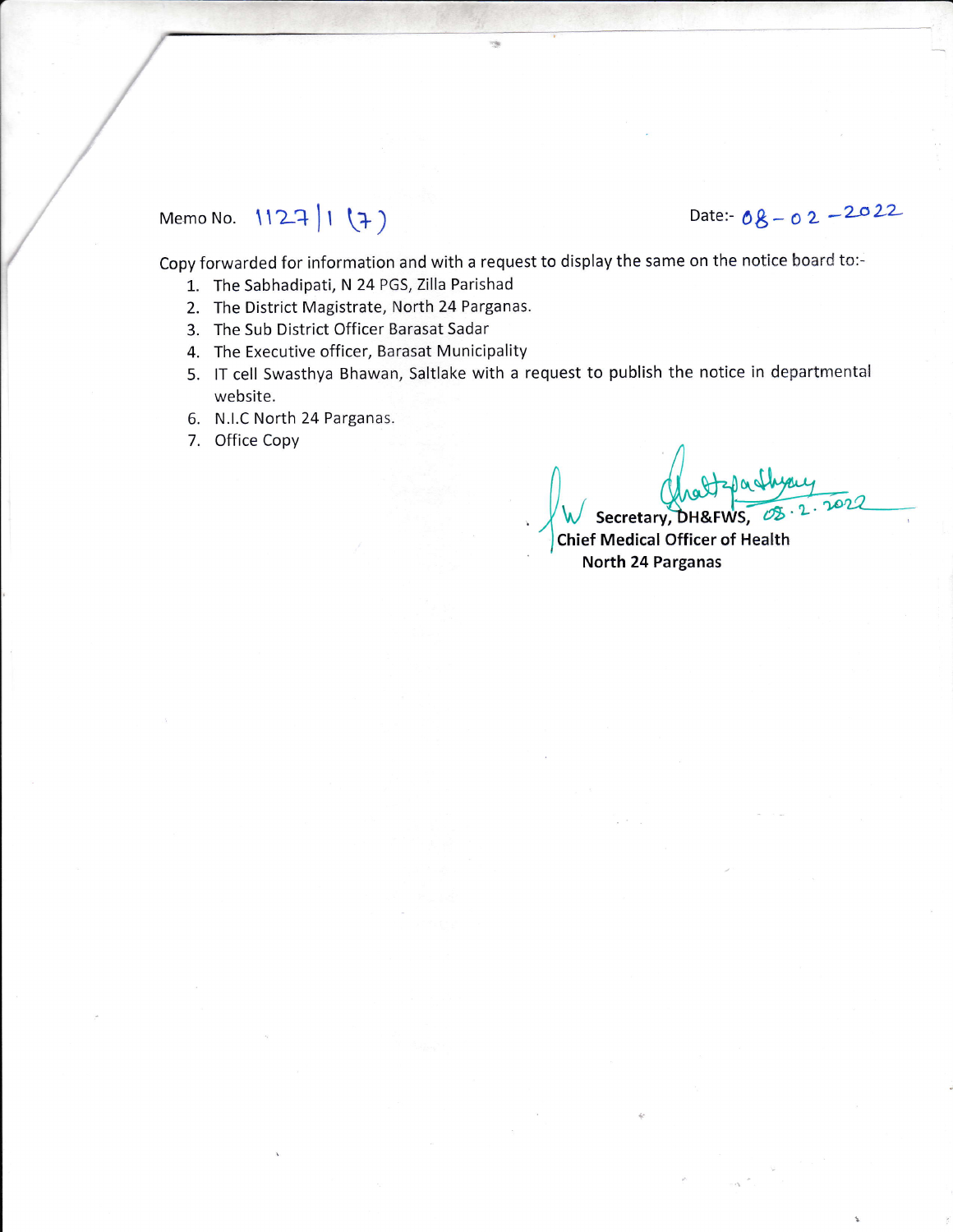Memo No. 1127/1 (7) Date:- 08-02-2022

Copy forwarded for information and with a request to display the same on the notice board to:-

1. The Sabhadipati, N 24 PGS, Zilla Parishad
2. The District Magistrate, North 24 Parganas.
3. The Sub District Officer Barasat Sadar
4. The Executive officer, Barasat Municipality
5. IT cell Swasthya Bhawan, Saltlake with a request to publish the notice in departmental website.
6. N.I.C North 24 Parganas.
7. Office Copy

Chattopadhyay 08.2.2022

**Secretary, DH&FWS,**
**Chief Medical Officer of Health**
**North 24 Parganas**